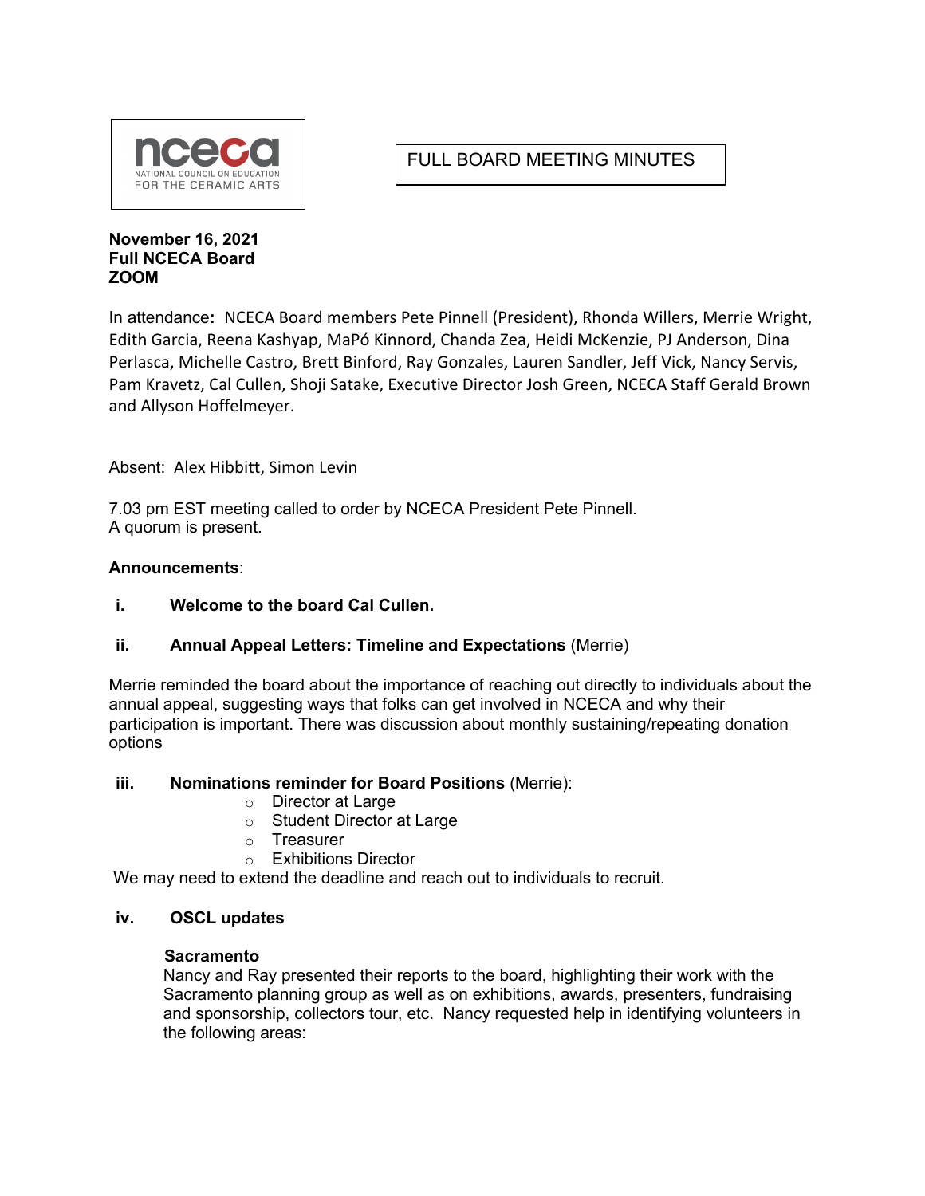nceca NATIONAL COUNCIL ON EDUCATION FOR THE CERAMIC ARTS

# FULL BOARD MEETING MINUTES

**November 16, 2021**
**Full NCECA Board**
**ZOOM**

In attendance**:** NCECA Board members Pete Pinnell (President), Rhonda Willers, Merrie Wright, Edith Garcia, Reena Kashyap, MaPó Kinnord, Chanda Zea, Heidi McKenzie, PJ Anderson, Dina Perlasca, Michelle Castro, Brett Binford, Ray Gonzales, Lauren Sandler, Jeff Vick, Nancy Servis, Pam Kravetz, Cal Cullen, Shoji Satake, Executive Director Josh Green, NCECA Staff Gerald Brown and Allyson Hoffelmeyer.

Absent: Alex Hibbitt, Simon Levin

7.03 pm EST meeting called to order by NCECA President Pete Pinnell.
A quorum is present.

**Announcements**:

i. **Welcome to the board Cal Cullen.**

ii. **Annual Appeal Letters: Timeline and Expectations** (Merrie)

Merrie reminded the board about the importance of reaching out directly to individuals about the annual appeal, suggesting ways that folks can get involved in NCECA and why their participation is important. There was discussion about monthly sustaining/repeating donation options

iii. **Nominations reminder for Board Positions** (Merrie):

- Director at Large
- Student Director at Large
- Treasurer
- Exhibitions Director

We may need to extend the deadline and reach out to individuals to recruit.

iv. **OSCL updates**

**Sacramento**

Nancy and Ray presented their reports to the board, highlighting their work with the Sacramento planning group as well as on exhibitions, awards, presenters, fundraising and sponsorship, collectors tour, etc. Nancy requested help in identifying volunteers in the following areas: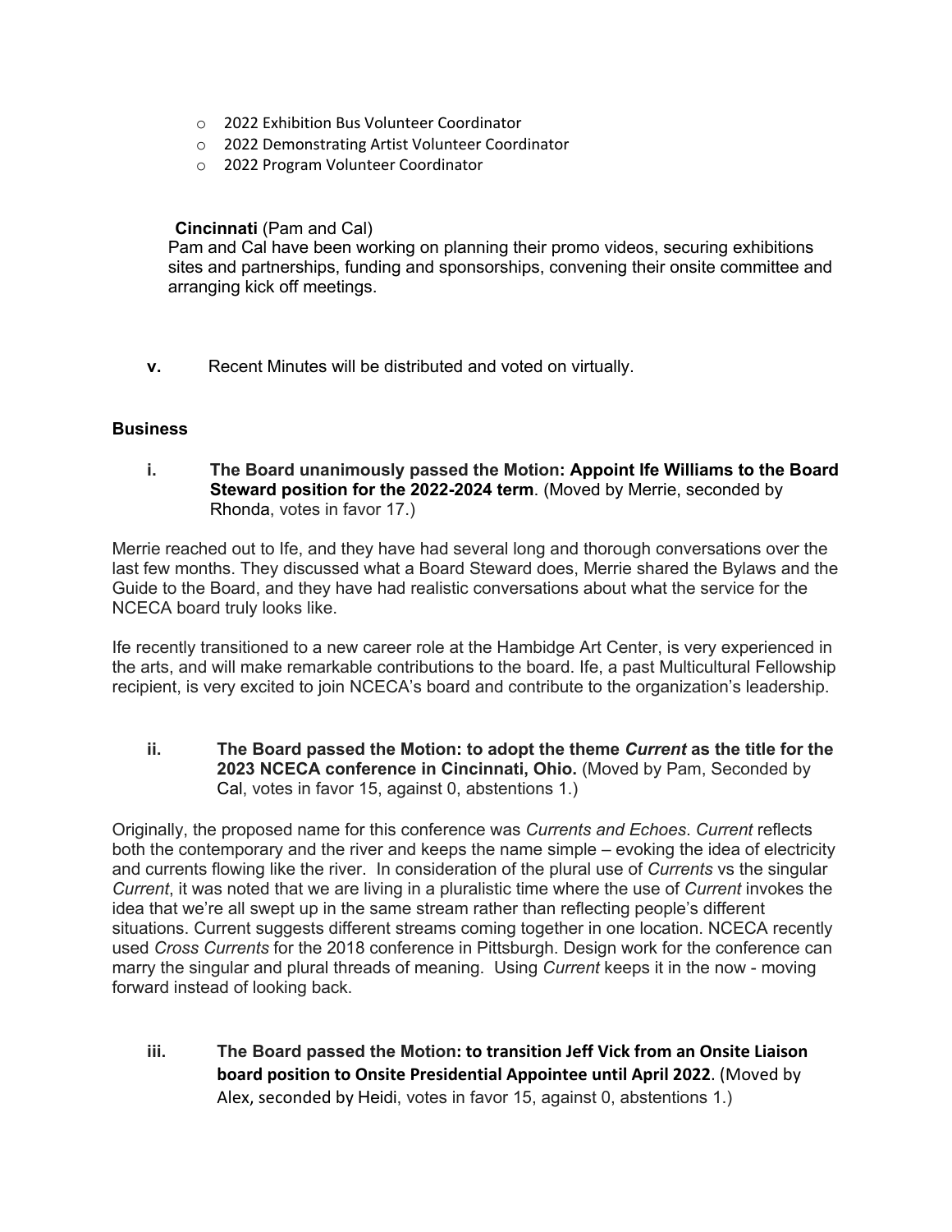- 2022 Exhibition Bus Volunteer Coordinator
- 2022 Demonstrating Artist Volunteer Coordinator
- 2022 Program Volunteer Coordinator

**Cincinnati** (Pam and Cal)

Pam and Cal have been working on planning their promo videos, securing exhibitions sites and partnerships, funding and sponsorships, convening their onsite committee and arranging kick off meetings.

**v.** Recent Minutes will be distributed and voted on virtually.

### Business

**i. The Board unanimously passed the Motion: Appoint Ife Williams to the Board Steward position for the 2022-2024 term**. (Moved by Merrie, seconded by Rhonda, votes in favor 17.)

Merrie reached out to Ife, and they have had several long and thorough conversations over the last few months. They discussed what a Board Steward does, Merrie shared the Bylaws and the Guide to the Board, and they have had realistic conversations about what the service for the NCECA board truly looks like.

Ife recently transitioned to a new career role at the Hambidge Art Center, is very experienced in the arts, and will make remarkable contributions to the board. Ife, a past Multicultural Fellowship recipient, is very excited to join NCECA's board and contribute to the organization's leadership.

**ii. The Board passed the Motion: to adopt the theme *Current* as the title for the 2023 NCECA conference in Cincinnati, Ohio.** (Moved by Pam, Seconded by Cal, votes in favor 15, against 0, abstentions 1.)

Originally, the proposed name for this conference was *Currents and Echoes*. *Current* reflects both the contemporary and the river and keeps the name simple – evoking the idea of electricity and currents flowing like the river. In consideration of the plural use of *Currents* vs the singular *Current*, it was noted that we are living in a pluralistic time where the use of *Current* invokes the idea that we're all swept up in the same stream rather than reflecting people's different situations. Current suggests different streams coming together in one location. NCECA recently used *Cross Currents* for the 2018 conference in Pittsburgh. Design work for the conference can marry the singular and plural threads of meaning. Using *Current* keeps it in the now - moving forward instead of looking back.

**iii. The Board passed the Motion: to transition Jeff Vick from an Onsite Liaison board position to Onsite Presidential Appointee until April 2022**. (Moved by Alex, seconded by Heidi, votes in favor 15, against 0, abstentions 1.)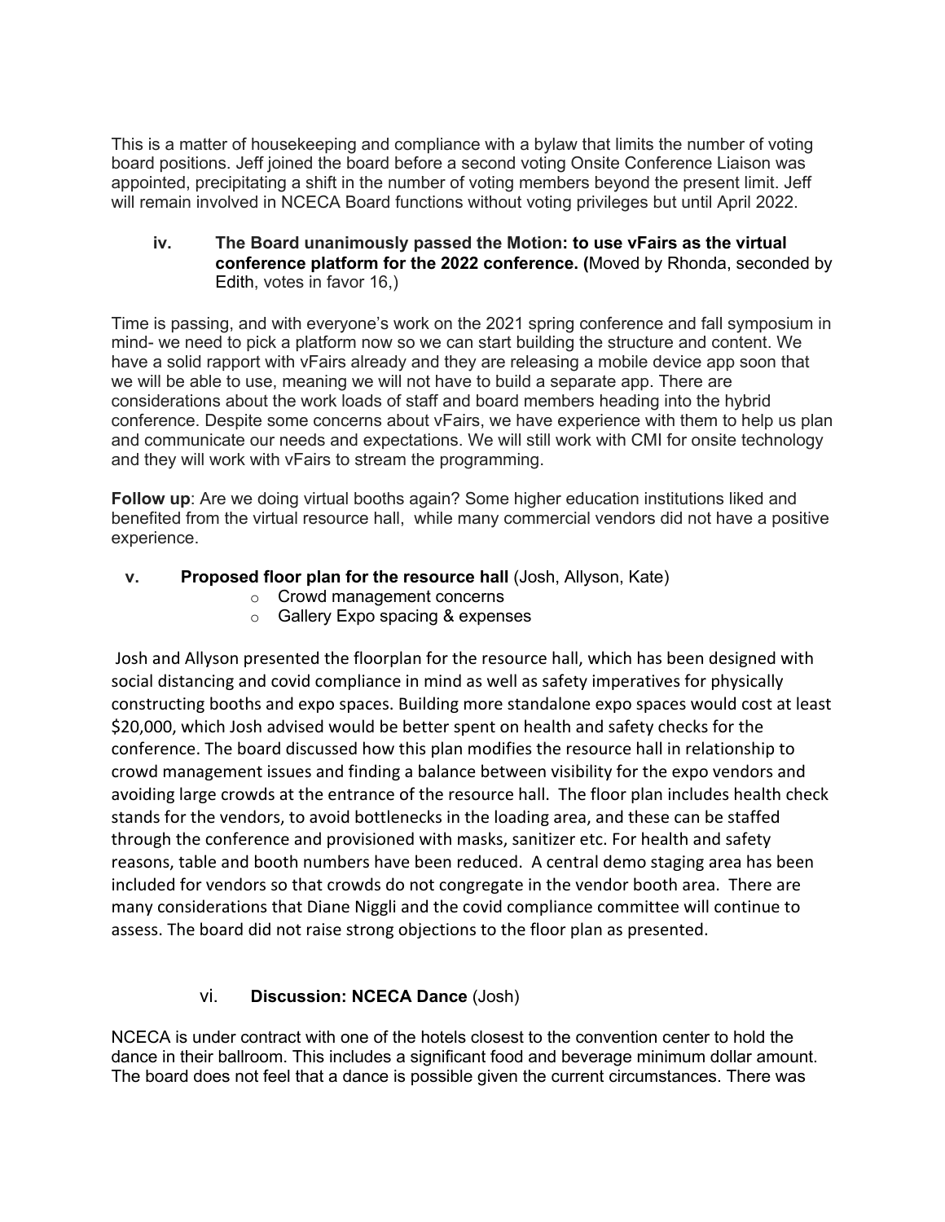This is a matter of housekeeping and compliance with a bylaw that limits the number of voting board positions. Jeff joined the board before a second voting Onsite Conference Liaison was appointed, precipitating a shift in the number of voting members beyond the present limit. Jeff will remain involved in NCECA Board functions without voting privileges but until April 2022.

**iv. The Board unanimously passed the Motion: to use vFairs as the virtual conference platform for the 2022 conference. (**Moved by Rhonda, seconded by Edith, votes in favor 16,)

Time is passing, and with everyone's work on the 2021 spring conference and fall symposium in mind- we need to pick a platform now so we can start building the structure and content. We have a solid rapport with vFairs already and they are releasing a mobile device app soon that we will be able to use, meaning we will not have to build a separate app. There are considerations about the work loads of staff and board members heading into the hybrid conference. Despite some concerns about vFairs, we have experience with them to help us plan and communicate our needs and expectations. We will still work with CMI for onsite technology and they will work with vFairs to stream the programming.

**Follow up**: Are we doing virtual booths again? Some higher education institutions liked and benefited from the virtual resource hall, while many commercial vendors did not have a positive experience.

**v. Proposed floor plan for the resource hall** (Josh, Allyson, Kate)

- Crowd management concerns
- Gallery Expo spacing & expenses

Josh and Allyson presented the floorplan for the resource hall, which has been designed with social distancing and covid compliance in mind as well as safety imperatives for physically constructing booths and expo spaces. Building more standalone expo spaces would cost at least $20,000, which Josh advised would be better spent on health and safety checks for the conference. The board discussed how this plan modifies the resource hall in relationship to crowd management issues and finding a balance between visibility for the expo vendors and avoiding large crowds at the entrance of the resource hall. The floor plan includes health check stands for the vendors, to avoid bottlenecks in the loading area, and these can be staffed through the conference and provisioned with masks, sanitizer etc. For health and safety reasons, table and booth numbers have been reduced. A central demo staging area has been included for vendors so that crowds do not congregate in the vendor booth area. There are many considerations that Diane Niggli and the covid compliance committee will continue to assess. The board did not raise strong objections to the floor plan as presented.

**vi. Discussion: NCECA Dance** (Josh)

NCECA is under contract with one of the hotels closest to the convention center to hold the dance in their ballroom. This includes a significant food and beverage minimum dollar amount. The board does not feel that a dance is possible given the current circumstances. There was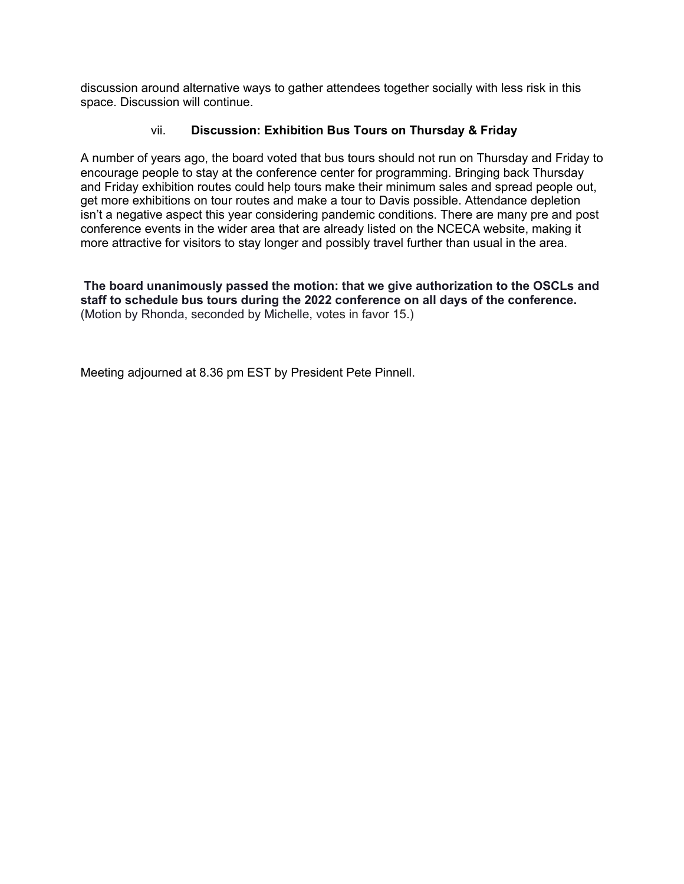discussion around alternative ways to gather attendees together socially with less risk in this space. Discussion will continue.

### vii. **Discussion: Exhibition Bus Tours on Thursday & Friday**

A number of years ago, the board voted that bus tours should not run on Thursday and Friday to encourage people to stay at the conference center for programming. Bringing back Thursday and Friday exhibition routes could help tours make their minimum sales and spread people out, get more exhibitions on tour routes and make a tour to Davis possible. Attendance depletion isn't a negative aspect this year considering pandemic conditions. There are many pre and post conference events in the wider area that are already listed on the NCECA website, making it more attractive for visitors to stay longer and possibly travel further than usual in the area.

**The board unanimously passed the motion: that we give authorization to the OSCLs and staff to schedule bus tours during the 2022 conference on all days of the conference.** (Motion by Rhonda, seconded by Michelle, votes in favor 15.)

Meeting adjourned at 8.36 pm EST by President Pete Pinnell.